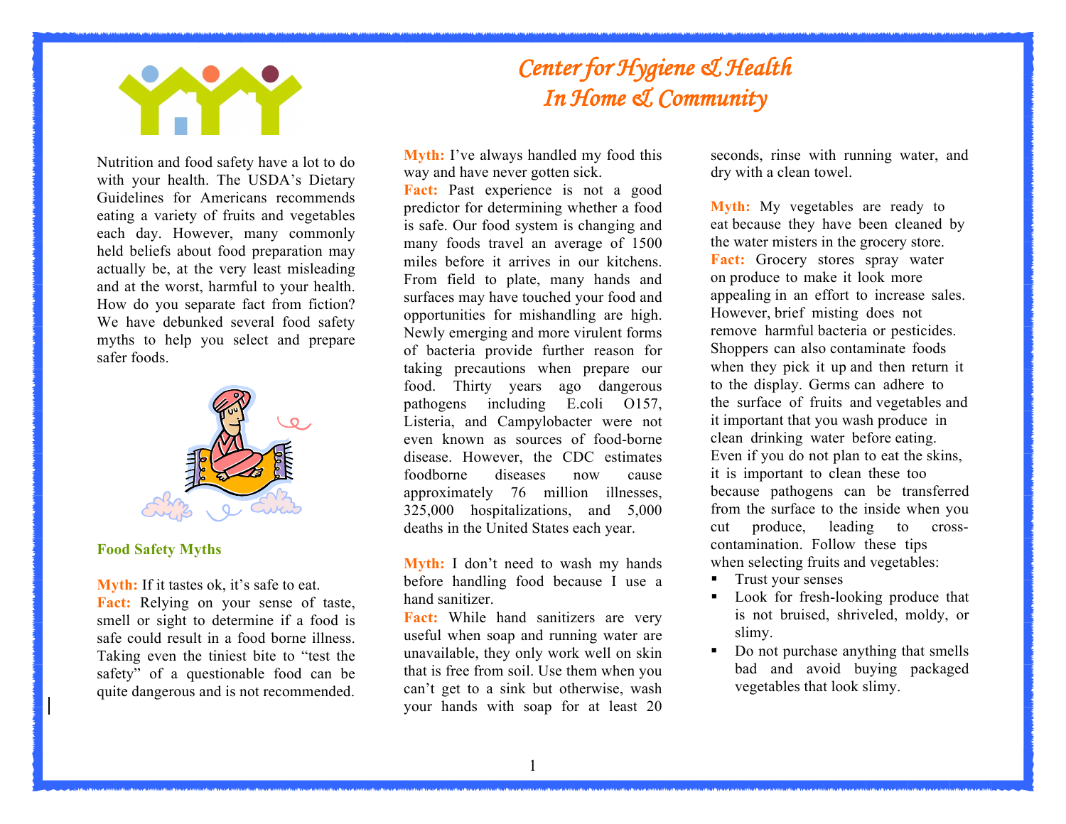# Center for Hygiene & Health In Home & Community

Nutrition and food safety have a lot to do with your health. The USDA's Dietary Guidelines for Americans recommends eating a variety of fruits and vegetables each day. However, many commonly held beliefs about food preparation may actually be, at the very least misleading and at the worst, harmful to your health. How do you separate fact from fiction? We have debunked several food safety myths to help you select and prepare safer foods.

## Food Safety Myths

**Myth:** If it tastes ok, it's safe to eat.
**Fact:** Relying on your sense of taste, smell or sight to determine if a food is safe could result in a food borne illness. Taking even the tiniest bite to "test the safety" of a questionable food can be quite dangerous and is not recommended.

**Myth:** I've always handled my food this way and have never gotten sick.
**Fact:** Past experience is not a good predictor for determining whether a food is safe. Our food system is changing and many foods travel an average of 1500 miles before it arrives in our kitchens. From field to plate, many hands and surfaces may have touched your food and opportunities for mishandling are high. Newly emerging and more virulent forms of bacteria provide further reason for taking precautions when prepare our food. Thirty years ago dangerous pathogens including E.coli O157, Listeria, and Campylobacter were not even known as sources of food-borne disease. However, the CDC estimates foodborne diseases now cause approximately 76 million illnesses, 325,000 hospitalizations, and 5,000 deaths in the United States each year.

**Myth:** I don't need to wash my hands before handling food because I use a hand sanitizer.
**Fact:** While hand sanitizers are very useful when soap and running water are unavailable, they only work well on skin that is free from soil. Use them when you can't get to a sink but otherwise, wash your hands with soap for at least 20 seconds, rinse with running water, and dry with a clean towel.

**Myth:** My vegetables are ready to eat because they have been cleaned by the water misters in the grocery store.
**Fact:** Grocery stores spray water on produce to make it look more appealing in an effort to increase sales. However, brief misting does not remove harmful bacteria or pesticides. Shoppers can also contaminate foods when they pick it up and then return it to the display. Germs can adhere to the surface of fruits and vegetables and it important that you wash produce in clean drinking water before eating. Even if you do not plan to eat the skins, it is important to clean these too because pathogens can be transferred from the surface to the inside when you cut produce, leading to cross-contamination. Follow these tips when selecting fruits and vegetables:

- Trust your senses
- Look for fresh-looking produce that is not bruised, shriveled, moldy, or slimy.
- Do not purchase anything that smells bad and avoid buying packaged vegetables that look slimy.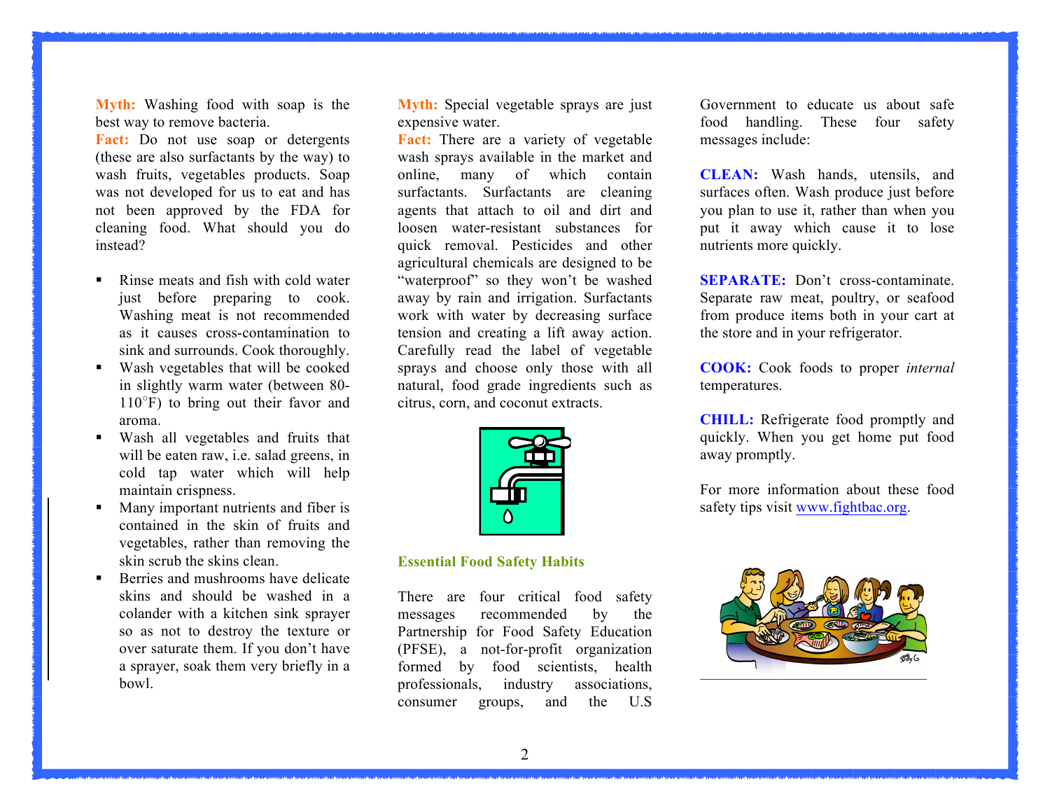**Myth:** Washing food with soap is the best way to remove bacteria.

**Fact:** Do not use soap or detergents (these are also surfactants by the way) to wash fruits, vegetables products. Soap was not developed for us to eat and has not been approved by the FDA for cleaning food. What should you do instead?

- Rinse meats and fish with cold water just before preparing to cook. Washing meat is not recommended as it causes cross-contamination to sink and surrounds. Cook thoroughly.
- Wash vegetables that will be cooked in slightly warm water (between 80-110°F) to bring out their favor and aroma.
- Wash all vegetables and fruits that will be eaten raw, i.e. salad greens, in cold tap water which will help maintain crispness.
- Many important nutrients and fiber is contained in the skin of fruits and vegetables, rather than removing the skin scrub the skins clean.
- Berries and mushrooms have delicate skins and should be washed in a colander with a kitchen sink sprayer so as not to destroy the texture or over saturate them. If you don't have a sprayer, soak them very briefly in a bowl.

**Myth:** Special vegetable sprays are just expensive water.

**Fact:** There are a variety of vegetable wash sprays available in the market and online, many of which contain surfactants. Surfactants are cleaning agents that attach to oil and dirt and loosen water-resistant substances for quick removal. Pesticides and other agricultural chemicals are designed to be "waterproof" so they won't be washed away by rain and irrigation. Surfactants work with water by decreasing surface tension and creating a lift away action. Carefully read the label of vegetable sprays and choose only those with all natural, food grade ingredients such as citrus, corn, and coconut extracts.

## Essential Food Safety Habits

There are four critical food safety messages recommended by the Partnership for Food Safety Education (PFSE), a not-for-profit organization formed by food scientists, health professionals, industry associations, consumer groups, and the U.S Government to educate us about safe food handling. These four safety messages include:

**CLEAN:** Wash hands, utensils, and surfaces often. Wash produce just before you plan to use it, rather than when you put it away which cause it to lose nutrients more quickly.

**SEPARATE:** Don't cross-contaminate. Separate raw meat, poultry, or seafood from produce items both in your cart at the store and in your refrigerator.

**COOK:** Cook foods to proper *internal* temperatures.

**CHILL:** Refrigerate food promptly and quickly. When you get home put food away promptly.

For more information about these food safety tips visit www.fightbac.org.